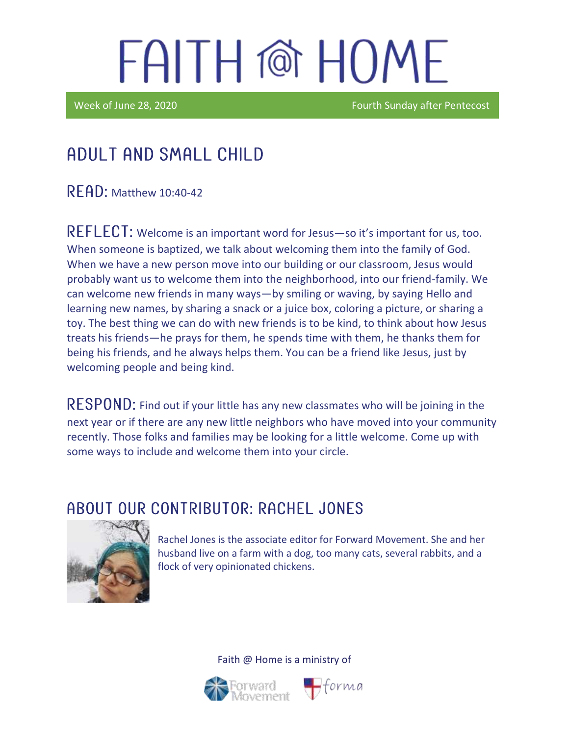# FAITH @ HOME

Week of June 28, 2020 Fourth Sunday after Pentecost

## ADULT AND SMALL CHILD

**READ:** Matthew 10:40-42

**REFLECT:** Welcome is an important word for Jesus—so it's important for us, too. When someone is baptized, we talk about welcoming them into the family of God. When we have a new person move into our building or our classroom, Jesus would probably want us to welcome them into the neighborhood, into our friend-family. We can welcome new friends in many ways—by smiling or waving, by saying Hello and learning new names, by sharing a snack or a juice box, coloring a picture, or sharing a toy. The best thing we can do with new friends is to be kind, to think about how Jesus treats his friends—he prays for them, he spends time with them, he thanks them for being his friends, and he always helps them. You can be a friend like Jesus, just by welcoming people and being kind.

**RESPOND:** Find out if your little has any new classmates who will be joining in the next year or if there are any new little neighbors who have moved into your community recently. Those folks and families may be looking for a little welcome. Come up with some ways to include and welcome them into your circle.

## ABOUT OUR CONTRIBUTOR: RACHEL JONES

Rachel Jones is the associate editor for Forward Movement. She and her husband live on a farm with a dog, too many cats, several rabbits, and a flock of very opinionated chickens.

Faith @ Home is a ministry of

Forward Movement forma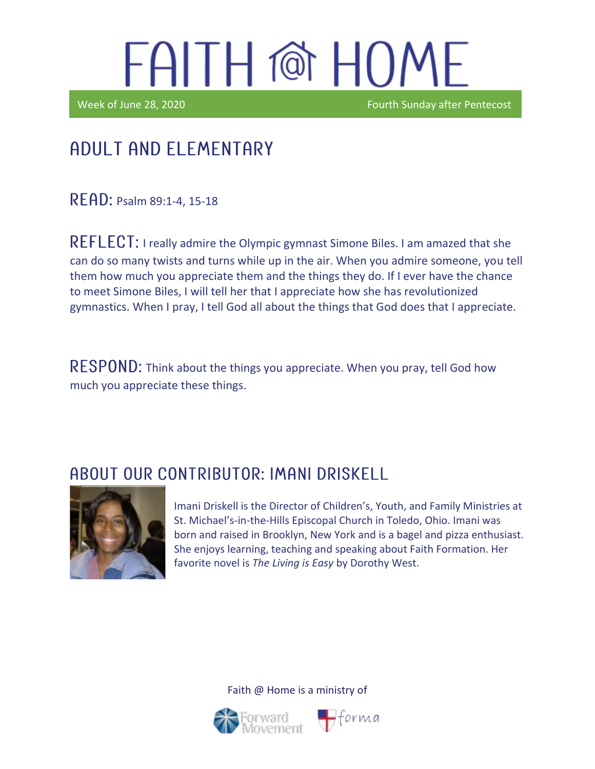# FAITH @ HOME

Week of June 28, 2020 Fourth Sunday after Pentecost

## ADULT AND ELEMENTARY

**READ:** Psalm 89:1-4, 15-18

**REFLECT:** I really admire the Olympic gymnast Simone Biles. I am amazed that she can do so many twists and turns while up in the air. When you admire someone, you tell them how much you appreciate them and the things they do. If I ever have the chance to meet Simone Biles, I will tell her that I appreciate how she has revolutionized gymnastics. When I pray, I tell God all about the things that God does that I appreciate.

**RESPOND:** Think about the things you appreciate. When you pray, tell God how much you appreciate these things.

## ABOUT OUR CONTRIBUTOR: IMANI DRISKELL

Imani Driskell is the Director of Children's, Youth, and Family Ministries at St. Michael's-in-the-Hills Episcopal Church in Toledo, Ohio. Imani was born and raised in Brooklyn, New York and is a bagel and pizza enthusiast. She enjoys learning, teaching and speaking about Faith Formation. Her favorite novel is *The Living is Easy* by Dorothy West.

Faith @ Home is a ministry of

Forward Movement forma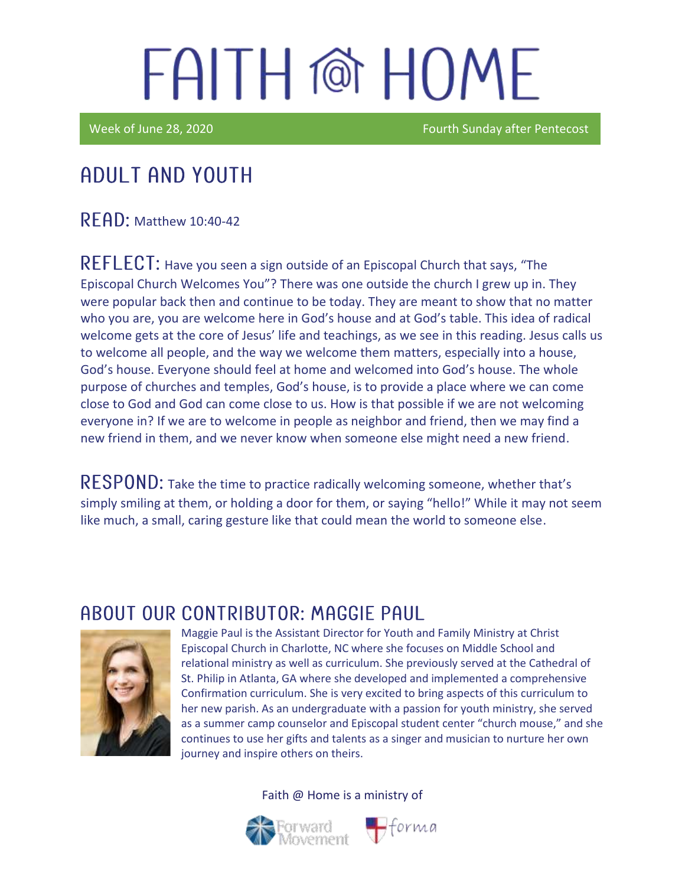# FAITH @ HOME

Week of June 28, 2020 Fourth Sunday after Pentecost

## ADULT AND YOUTH

**READ:** Matthew 10:40-42

**REFLECT:** Have you seen a sign outside of an Episcopal Church that says, "The Episcopal Church Welcomes You"? There was one outside the church I grew up in. They were popular back then and continue to be today. They are meant to show that no matter who you are, you are welcome here in God's house and at God's table. This idea of radical welcome gets at the core of Jesus' life and teachings, as we see in this reading. Jesus calls us to welcome all people, and the way we welcome them matters, especially into a house, God's house. Everyone should feel at home and welcomed into God's house. The whole purpose of churches and temples, God's house, is to provide a place where we can come close to God and God can come close to us. How is that possible if we are not welcoming everyone in? If we are to welcome in people as neighbor and friend, then we may find a new friend in them, and we never know when someone else might need a new friend.

**RESPOND:** Take the time to practice radically welcoming someone, whether that's simply smiling at them, or holding a door for them, or saying "hello!" While it may not seem like much, a small, caring gesture like that could mean the world to someone else.

## ABOUT OUR CONTRIBUTOR: MAGGIE PAUL

Maggie Paul is the Assistant Director for Youth and Family Ministry at Christ Episcopal Church in Charlotte, NC where she focuses on Middle School and relational ministry as well as curriculum. She previously served at the Cathedral of St. Philip in Atlanta, GA where she developed and implemented a comprehensive Confirmation curriculum. She is very excited to bring aspects of this curriculum to her new parish. As an undergraduate with a passion for youth ministry, she served as a summer camp counselor and Episcopal student center "church mouse," and she continues to use her gifts and talents as a singer and musician to nurture her own journey and inspire others on theirs.

Faith @ Home is a ministry of

Forward Movement forma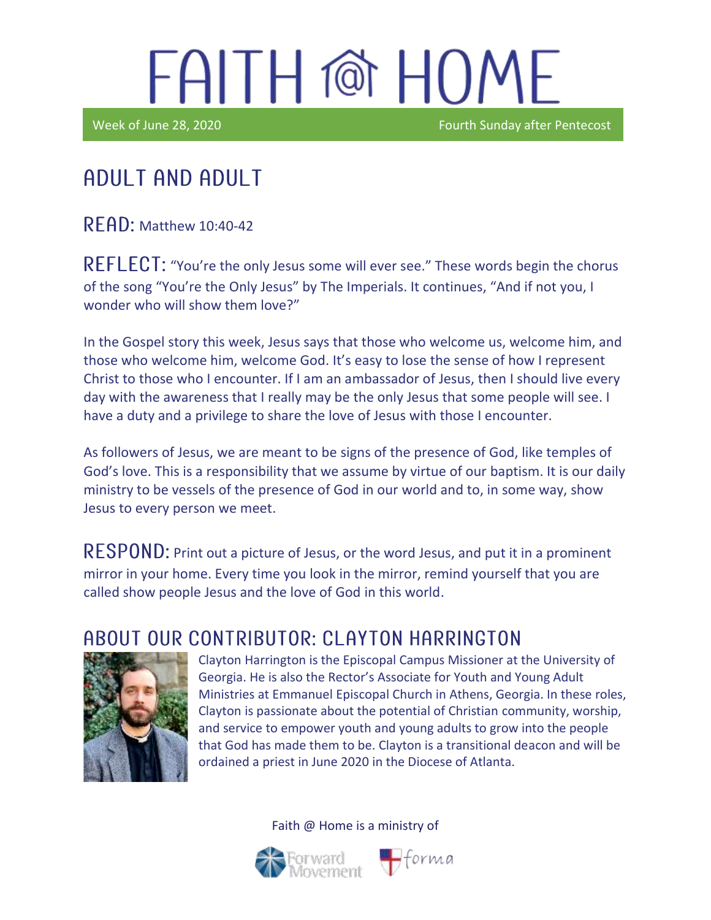# FAITH @ HOME

Week of June 28, 2020 Fourth Sunday after Pentecost

## ADULT AND ADULT

**READ:** Matthew 10:40-42

**REFLECT:** "You're the only Jesus some will ever see." These words begin the chorus of the song "You're the Only Jesus" by The Imperials. It continues, "And if not you, I wonder who will show them love?"

In the Gospel story this week, Jesus says that those who welcome us, welcome him, and those who welcome him, welcome God. It's easy to lose the sense of how I represent Christ to those who I encounter. If I am an ambassador of Jesus, then I should live every day with the awareness that I really may be the only Jesus that some people will see. I have a duty and a privilege to share the love of Jesus with those I encounter.

As followers of Jesus, we are meant to be signs of the presence of God, like temples of God's love. This is a responsibility that we assume by virtue of our baptism. It is our daily ministry to be vessels of the presence of God in our world and to, in some way, show Jesus to every person we meet.

**RESPOND:** Print out a picture of Jesus, or the word Jesus, and put it in a prominent mirror in your home. Every time you look in the mirror, remind yourself that you are called show people Jesus and the love of God in this world.

## ABOUT OUR CONTRIBUTOR: CLAYTON HARRINGTON

Clayton Harrington is the Episcopal Campus Missioner at the University of Georgia. He is also the Rector's Associate for Youth and Young Adult Ministries at Emmanuel Episcopal Church in Athens, Georgia. In these roles, Clayton is passionate about the potential of Christian community, worship, and service to empower youth and young adults to grow into the people that God has made them to be. Clayton is a transitional deacon and will be ordained a priest in June 2020 in the Diocese of Atlanta.

Faith @ Home is a ministry of

Forward Movement forma